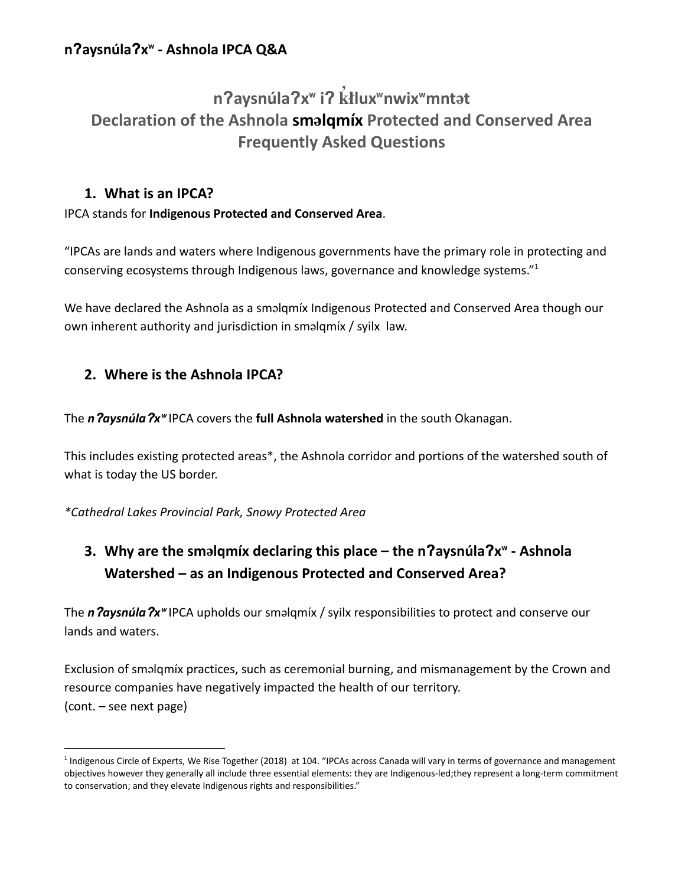## nʔaysnúlaʔxʷ - Ashnola IPCA Q&A

# nʔaysnúlaʔxʷ iʔ k̓łluxʷnwixʷmntət
# Declaration of the Ashnola **sməlqmíx** Protected and Conserved Area
# Frequently Asked Questions

### 1. What is an IPCA?

IPCA stands for **Indigenous Protected and Conserved Area**.

"IPCAs are lands and waters where Indigenous governments have the primary role in protecting and conserving ecosystems through Indigenous laws, governance and knowledge systems."[1]

We have declared the Ashnola as a sməlqmíx Indigenous Protected and Conserved Area though our own inherent authority and jurisdiction in sməlqmíx / syilx law.

### 2. Where is the Ashnola IPCA?

The ***nʔaysnúlaʔxʷ*** IPCA covers the **full Ashnola watershed** in the south Okanagan.

This includes existing protected areas*, the Ashnola corridor and portions of the watershed south of what is today the US border.

*\*Cathedral Lakes Provincial Park, Snowy Protected Area*

### 3. Why are the sməlqmíx declaring this place – the nʔaysnúlaʔxʷ - Ashnola Watershed – as an Indigenous Protected and Conserved Area?

The ***nʔaysnúlaʔxʷ*** IPCA upholds our sməlqmíx / syilx responsibilities to protect and conserve our lands and waters.

Exclusion of sməlqmíx practices, such as ceremonial burning, and mismanagement by the Crown and resource companies have negatively impacted the health of our territory.
(cont. – see next page)

---

[1] Indigenous Circle of Experts, We Rise Together (2018) at 104. "IPCAs across Canada will vary in terms of governance and management objectives however they generally all include three essential elements: they are Indigenous-led;they represent a long-term commitment to conservation; and they elevate Indigenous rights and responsibilities."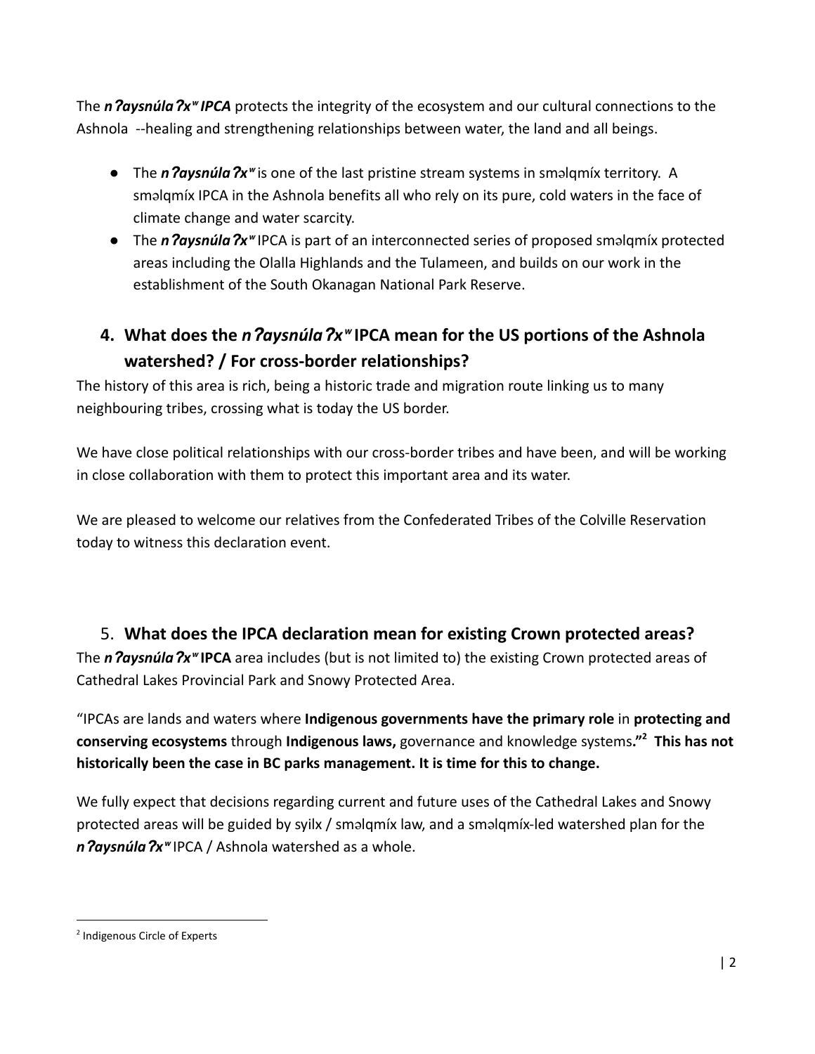The ***nʔaysnúlaʔxʷ IPCA*** protects the integrity of the ecosystem and our cultural connections to the Ashnola --healing and strengthening relationships between water, the land and all beings.

- The ***nʔaysnúlaʔxʷ*** is one of the last pristine stream systems in sməlqmíx territory. A sməlqmíx IPCA in the Ashnola benefits all who rely on its pure, cold waters in the face of climate change and water scarcity.
- The ***nʔaysnúlaʔxʷ*** IPCA is part of an interconnected series of proposed sməlqmíx protected areas including the Olalla Highlands and the Tulameen, and builds on our work in the establishment of the South Okanagan National Park Reserve.

## 4. What does the *nʔaysnúlaʔxʷ* IPCA mean for the US portions of the Ashnola watershed? / For cross-border relationships?

The history of this area is rich, being a historic trade and migration route linking us to many neighbouring tribes, crossing what is today the US border.

We have close political relationships with our cross-border tribes and have been, and will be working in close collaboration with them to protect this important area and its water.

We are pleased to welcome our relatives from the Confederated Tribes of the Colville Reservation today to witness this declaration event.

## 5. What does the IPCA declaration mean for existing Crown protected areas?

The ***nʔaysnúlaʔxʷ* IPCA** area includes (but is not limited to) the existing Crown protected areas of Cathedral Lakes Provincial Park and Snowy Protected Area.

"IPCAs are lands and waters where **Indigenous governments have the primary role** in **protecting and conserving ecosystems** through **Indigenous laws,** governance and knowledge systems**."[2]** **This has not historically been the case in BC parks management. It is time for this to change.**

We fully expect that decisions regarding current and future uses of the Cathedral Lakes and Snowy protected areas will be guided by syilx / sməlqmíx law, and a sməlqmíx-led watershed plan for the ***nʔaysnúlaʔxʷ*** IPCA / Ashnola watershed as a whole.

---

[2] Indigenous Circle of Experts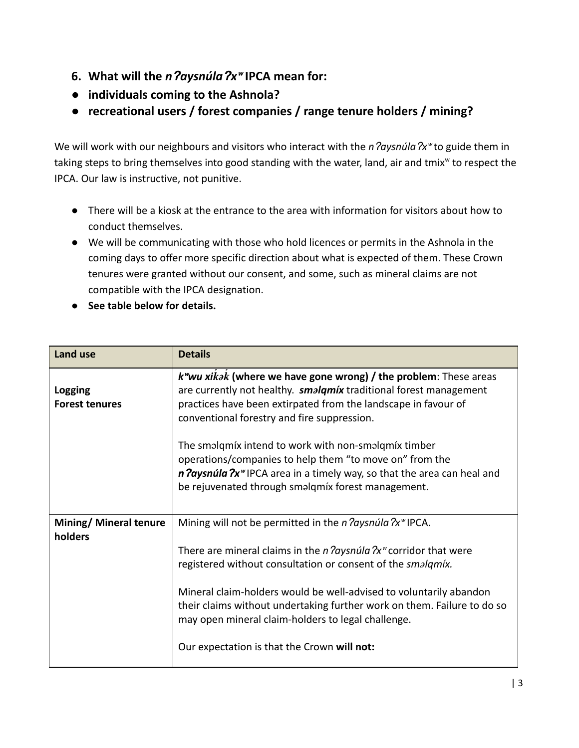6. **What will the *nʔaysnúlaʔxʷ* IPCA mean for:**

- **individuals coming to the Ashnola?**
- **recreational users / forest companies / range tenure holders / mining?**

We will work with our neighbours and visitors who interact with the *nʔaysnúlaʔxʷ* to guide them in taking steps to bring themselves into good standing with the water, land, air and tmixʷ to respect the IPCA. Our law is instructive, not punitive.

- There will be a kiosk at the entrance to the area with information for visitors about how to conduct themselves.
- We will be communicating with those who hold licences or permits in the Ashnola in the coming days to offer more specific direction about what is expected of them. These Crown tenures were granted without our consent, and some, such as mineral claims are not compatible with the IPCA designation.
- **See table below for details.**

| Land use | Details |
|---|---|
| **Logging**<br>**Forest tenures** | ***kʷwu xik̓ək̓* (where we have gone wrong) / the problem**: These areas are currently not healthy. ***sməlqmíx*** traditional forest management practices have been extirpated from the landscape in favour of conventional forestry and fire suppression.<br><br>The sməlqmíx intend to work with non-sməlqmíx timber operations/companies to help them "to move on" from the ***nʔaysnúlaʔxʷ*** IPCA area in a timely way, so that the area can heal and be rejuvenated through sməlqmíx forest management. |
| **Mining/ Mineral tenure holders** | Mining will not be permitted in the *nʔaysnúlaʔxʷ* IPCA.<br><br>There are mineral claims in the *nʔaysnúlaʔxʷ* corridor that were registered without consultation or consent of the *sməlqmíx.*<br><br>Mineral claim-holders would be well-advised to voluntarily abandon their claims without undertaking further work on them. Failure to do so may open mineral claim-holders to legal challenge.<br><br>Our expectation is that the Crown **will not:** |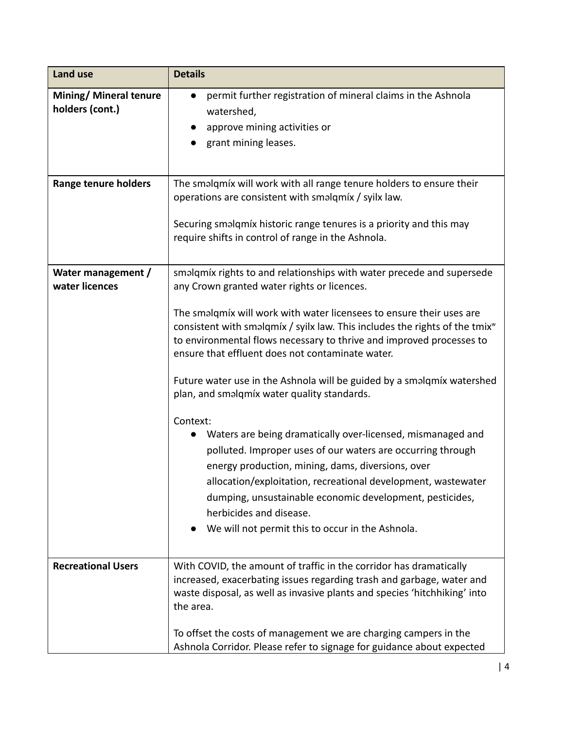| Land use | Details |
| --- | --- |
| **Mining/ Mineral tenure holders (cont.)** | <ul><li>permit further registration of mineral claims in the Ashnola watershed,</li><li>approve mining activities or</li><li>grant mining leases.</li></ul> |
| **Range tenure holders** | The sməlqmíx will work with all range tenure holders to ensure their operations are consistent with sməlqmíx / syilx law.<br><br>Securing sməlqmíx historic range tenures is a priority and this may require shifts in control of range in the Ashnola. |
| **Water management / water licences** | sməlqmíx rights to and relationships with water precede and supersede any Crown granted water rights or licences.<br><br>The sməlqmíx will work with water licensees to ensure their uses are consistent with sməlqmíx / syilx law. This includes the rights of the tmixʷ to environmental flows necessary to thrive and improved processes to ensure that effluent does not contaminate water.<br><br>Future water use in the Ashnola will be guided by a sməlqmíx watershed plan, and sməlqmíx water quality standards.<br><br>Context:<ul><li>Waters are being dramatically over-licensed, mismanaged and polluted. Improper uses of our waters are occurring through energy production, mining, dams, diversions, over allocation/exploitation, recreational development, wastewater dumping, unsustainable economic development, pesticides, herbicides and disease.</li><li>We will not permit this to occur in the Ashnola.</li></ul> |
| **Recreational Users** | With COVID, the amount of traffic in the corridor has dramatically increased, exacerbating issues regarding trash and garbage, water and waste disposal, as well as invasive plants and species 'hitchhiking' into the area.<br><br>To offset the costs of management we are charging campers in the Ashnola Corridor. Please refer to signage for guidance about expected |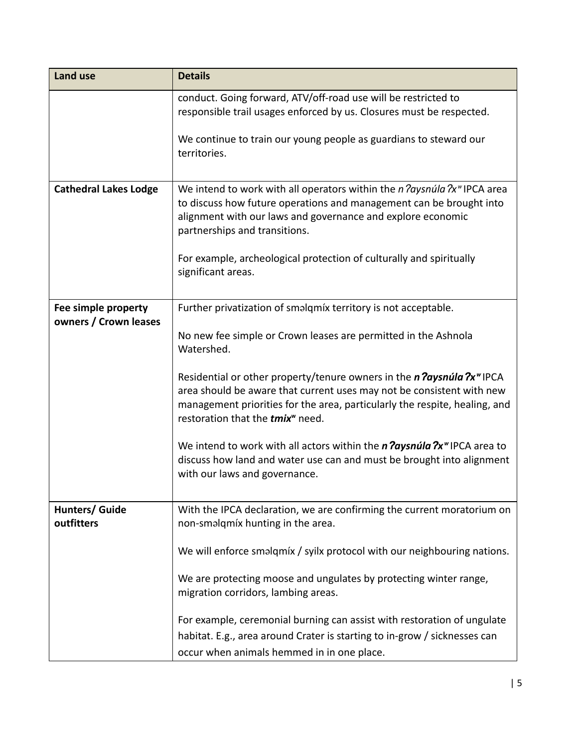| Land use | Details |
| --- | --- |
| | conduct. Going forward, ATV/off-road use will be restricted to responsible trail usages enforced by us. Closures must be respected.<br><br>We continue to train our young people as guardians to steward our territories. |
| **Cathedral Lakes Lodge** | We intend to work with all operators within the *nʔaysnúlaʔxʷ* IPCA area to discuss how future operations and management can be brought into alignment with our laws and governance and explore economic partnerships and transitions.<br><br>For example, archeological protection of culturally and spiritually significant areas. |
| **Fee simple property owners / Crown leases** | Further privatization of sməlqmíx territory is not acceptable.<br><br>No new fee simple or Crown leases are permitted in the Ashnola Watershed.<br><br>Residential or other property/tenure owners in the ***nʔaysnúlaʔxʷ*** IPCA area should be aware that current uses may not be consistent with new management priorities for the area, particularly the respite, healing, and restoration that the ***tmixʷ*** need.<br><br>We intend to work with all actors within the ***nʔaysnúlaʔxʷ*** IPCA area to discuss how land and water use can and must be brought into alignment with our laws and governance. |
| **Hunters/ Guide outfitters** | With the IPCA declaration, we are confirming the current moratorium on non-sməlqmíx hunting in the area.<br><br>We will enforce sməlqmíx / syilx protocol with our neighbouring nations.<br><br>We are protecting moose and ungulates by protecting winter range, migration corridors, lambing areas.<br><br>For example, ceremonial burning can assist with restoration of ungulate habitat. E.g., area around Crater is starting to in-grow / sicknesses can occur when animals hemmed in in one place. |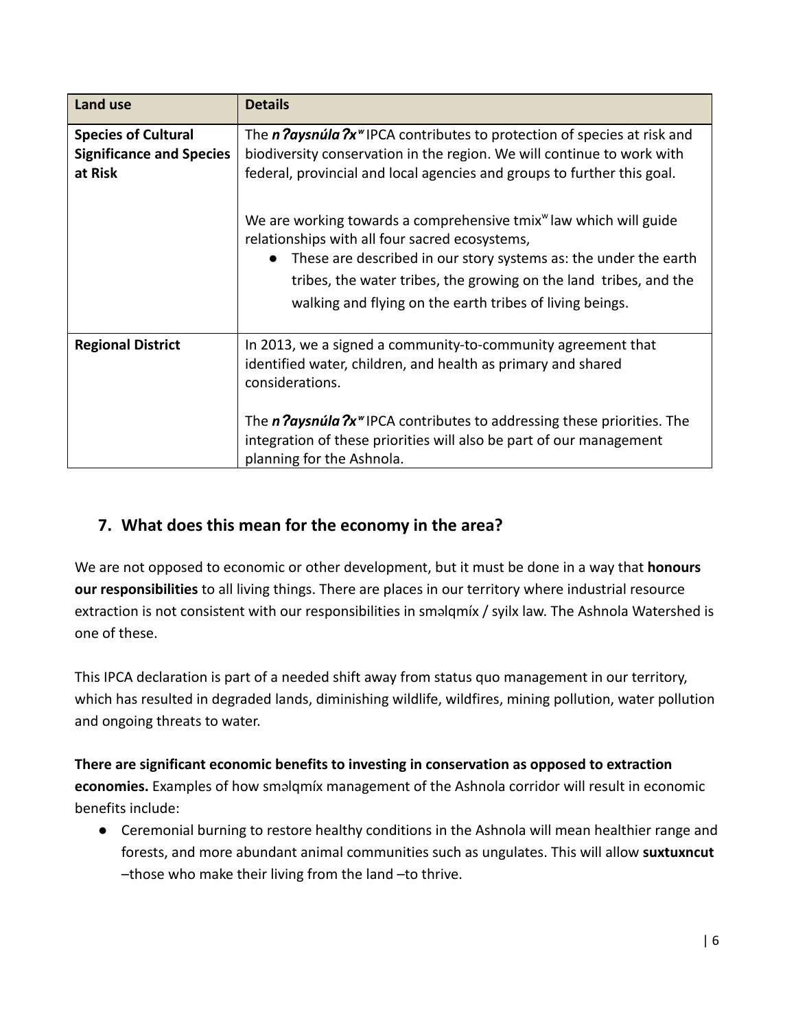| Land use | Details |
| --- | --- |
| **Species of Cultural Significance and Species at Risk** | The ***nʔaysnúlaʔxʷ*** IPCA contributes to protection of species at risk and biodiversity conservation in the region. We will continue to work with federal, provincial and local agencies and groups to further this goal.<br><br>We are working towards a comprehensive tmixʷ law which will guide relationships with all four sacred ecosystems,<br>● These are described in our story systems as: the under the earth tribes, the water tribes, the growing on the land tribes, and the walking and flying on the earth tribes of living beings. |
| **Regional District** | In 2013, we a signed a community-to-community agreement that identified water, children, and health as primary and shared considerations.<br><br>The ***nʔaysnúlaʔxʷ*** IPCA contributes to addressing these priorities. The integration of these priorities will also be part of our management planning for the Ashnola. |

## 7. What does this mean for the economy in the area?

We are not opposed to economic or other development, but it must be done in a way that **honours our responsibilities** to all living things. There are places in our territory where industrial resource extraction is not consistent with our responsibilities in sməlqmíx / syilx law. The Ashnola Watershed is one of these.

This IPCA declaration is part of a needed shift away from status quo management in our territory, which has resulted in degraded lands, diminishing wildlife, wildfires, mining pollution, water pollution and ongoing threats to water.

**There are significant economic benefits to investing in conservation as opposed to extraction economies.** Examples of how sməlqmíx management of the Ashnola corridor will result in economic benefits include:

- Ceremonial burning to restore healthy conditions in the Ashnola will mean healthier range and forests, and more abundant animal communities such as ungulates. This will allow **suxtuxncut** –those who make their living from the land –to thrive.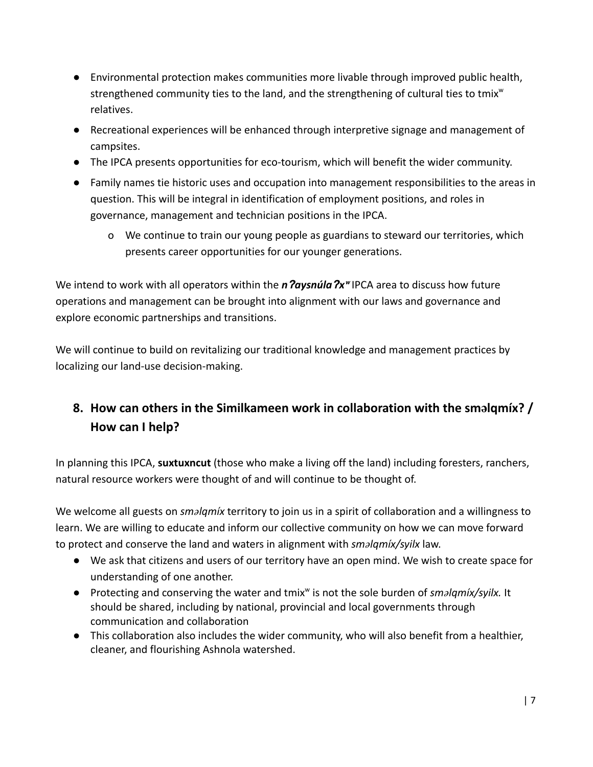- Environmental protection makes communities more livable through improved public health, strengthened community ties to the land, and the strengthening of cultural ties to tmixʷ relatives.
- Recreational experiences will be enhanced through interpretive signage and management of campsites.
- The IPCA presents opportunities for eco-tourism, which will benefit the wider community.
- Family names tie historic uses and occupation into management responsibilities to the areas in question. This will be integral in identification of employment positions, and roles in governance, management and technician positions in the IPCA.
    - We continue to train our young people as guardians to steward our territories, which presents career opportunities for our younger generations.

We intend to work with all operators within the ***nʔaysnúlaʔxʷ*** IPCA area to discuss how future operations and management can be brought into alignment with our laws and governance and explore economic partnerships and transitions.

We will continue to build on revitalizing our traditional knowledge and management practices by localizing our land-use decision-making.

## 8. How can others in the Similkameen work in collaboration with the sməlqmíx? / How can I help?

In planning this IPCA, **suxtuxncut** (those who make a living off the land) including foresters, ranchers, natural resource workers were thought of and will continue to be thought of.

We welcome all guests on *sməlqmíx* territory to join us in a spirit of collaboration and a willingness to learn. We are willing to educate and inform our collective community on how we can move forward to protect and conserve the land and waters in alignment with *sməlqmíx/syilx* law.

- We ask that citizens and users of our territory have an open mind. We wish to create space for understanding of one another.
- Protecting and conserving the water and tmixʷ is not the sole burden of *sməlqmíx/syilx.* It should be shared, including by national, provincial and local governments through communication and collaboration
- This collaboration also includes the wider community, who will also benefit from a healthier, cleaner, and flourishing Ashnola watershed.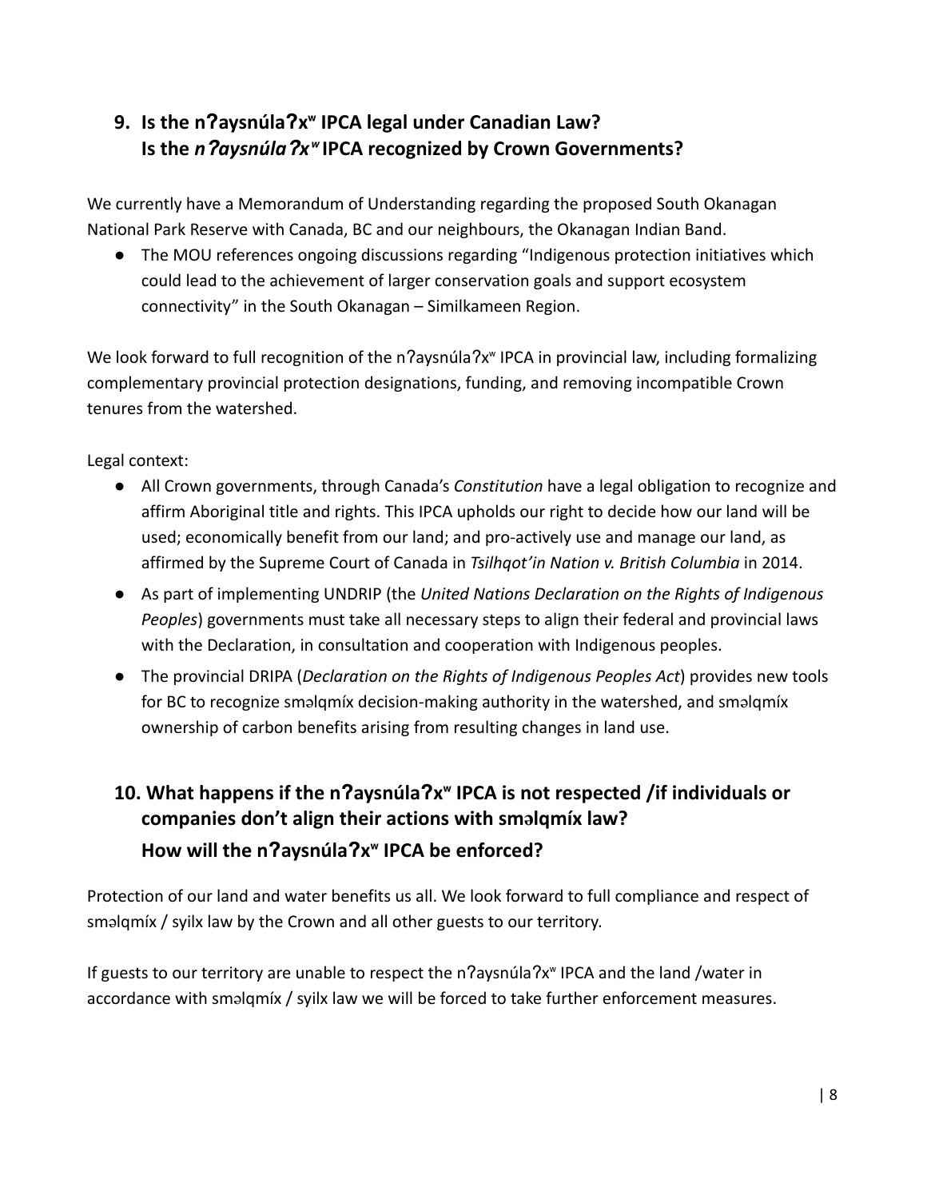## 9. Is the nʔaysnúlaʔxʷ IPCA legal under Canadian Law? Is the *nʔaysnúlaʔxʷ* IPCA recognized by Crown Governments?

We currently have a Memorandum of Understanding regarding the proposed South Okanagan National Park Reserve with Canada, BC and our neighbours, the Okanagan Indian Band.

- The MOU references ongoing discussions regarding "Indigenous protection initiatives which could lead to the achievement of larger conservation goals and support ecosystem connectivity" in the South Okanagan – Similkameen Region.

We look forward to full recognition of the nʔaysnúlaʔxʷ IPCA in provincial law, including formalizing complementary provincial protection designations, funding, and removing incompatible Crown tenures from the watershed.

Legal context:

- All Crown governments, through Canada's *Constitution* have a legal obligation to recognize and affirm Aboriginal title and rights. This IPCA upholds our right to decide how our land will be used; economically benefit from our land; and pro-actively use and manage our land, as affirmed by the Supreme Court of Canada in *Tsilhqot'in Nation v. British Columbia* in 2014.
- As part of implementing UNDRIP (the *United Nations Declaration on the Rights of Indigenous Peoples*) governments must take all necessary steps to align their federal and provincial laws with the Declaration, in consultation and cooperation with Indigenous peoples.
- The provincial DRIPA (*Declaration on the Rights of Indigenous Peoples Act*) provides new tools for BC to recognize sməlqmíx decision-making authority in the watershed, and sməlqmíx ownership of carbon benefits arising from resulting changes in land use.

## 10. What happens if the nʔaysnúlaʔxʷ IPCA is not respected /if individuals or companies don't align their actions with sməlqmíx law? How will the nʔaysnúlaʔxʷ IPCA be enforced?

Protection of our land and water benefits us all. We look forward to full compliance and respect of sməlqmíx / syilx law by the Crown and all other guests to our territory.

If guests to our territory are unable to respect the nʔaysnúlaʔxʷ IPCA and the land /water in accordance with sməlqmíx / syilx law we will be forced to take further enforcement measures.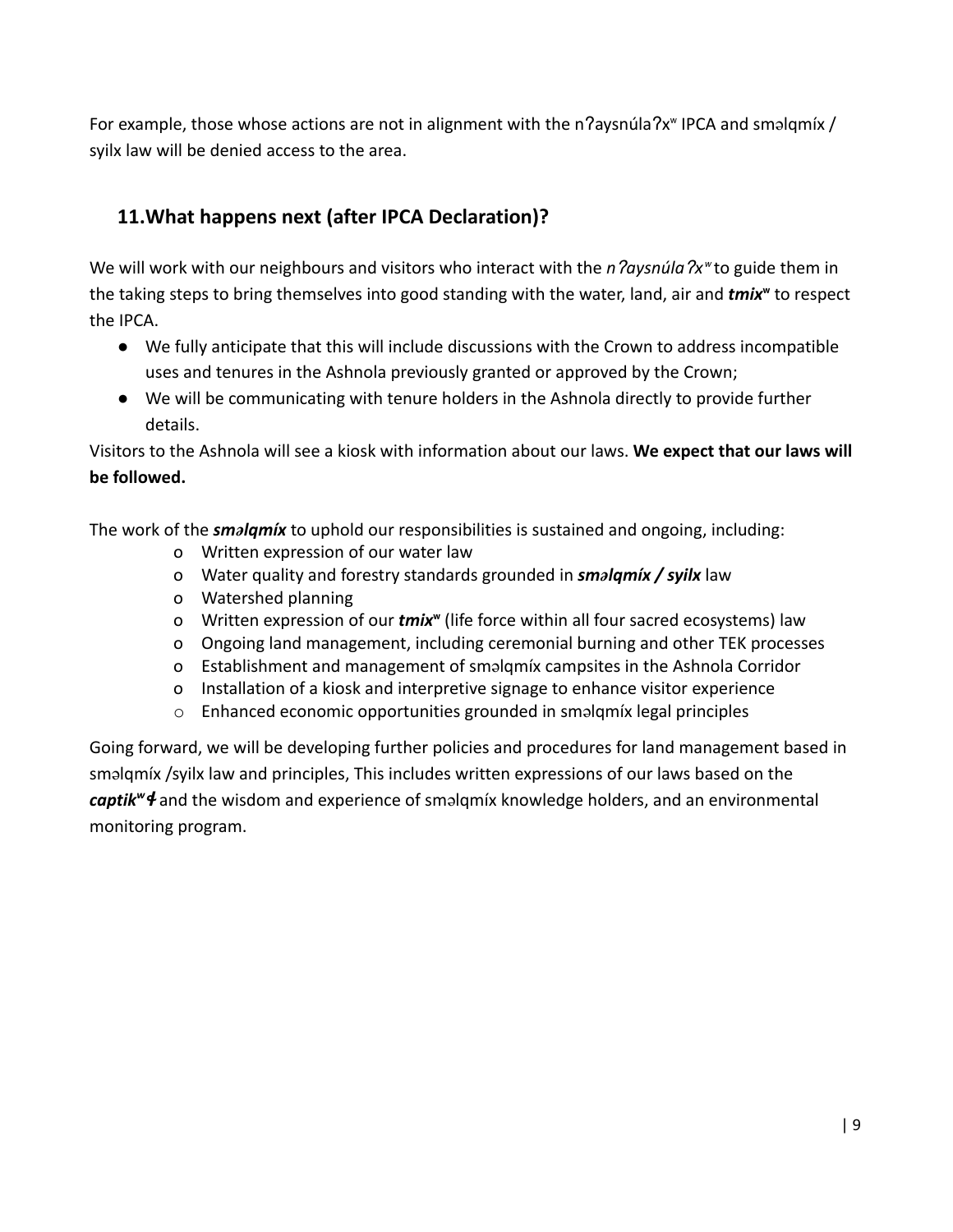For example, those whose actions are not in alignment with the nʔaysnúlaʔxʷ IPCA and sməlqmíx / syilx law will be denied access to the area.

## 11. What happens next (after IPCA Declaration)?

We will work with our neighbours and visitors who interact with the *nʔaysnúlaʔxʷ* to guide them in the taking steps to bring themselves into good standing with the water, land, air and ***tmixʷ*** to respect the IPCA.

- We fully anticipate that this will include discussions with the Crown to address incompatible uses and tenures in the Ashnola previously granted or approved by the Crown;
- We will be communicating with tenure holders in the Ashnola directly to provide further details.

Visitors to the Ashnola will see a kiosk with information about our laws. **We expect that our laws will be followed.**

The work of the ***sməlqmíx*** to uphold our responsibilities is sustained and ongoing, including:

- Written expression of our water law
- Water quality and forestry standards grounded in ***sməlqmíx / syilx*** law
- Watershed planning
- Written expression of our ***tmixʷ*** (life force within all four sacred ecosystems) law
- Ongoing land management, including ceremonial burning and other TEK processes
- Establishment and management of sməlqmíx campsites in the Ashnola Corridor
- Installation of a kiosk and interpretive signage to enhance visitor experience
- Enhanced economic opportunities grounded in sməlqmíx legal principles

Going forward, we will be developing further policies and procedures for land management based in sməlqmíx /syilx law and principles, This includes written expressions of our laws based on the ***captikʷɬ*** and the wisdom and experience of sməlqmíx knowledge holders, and an environmental monitoring program.